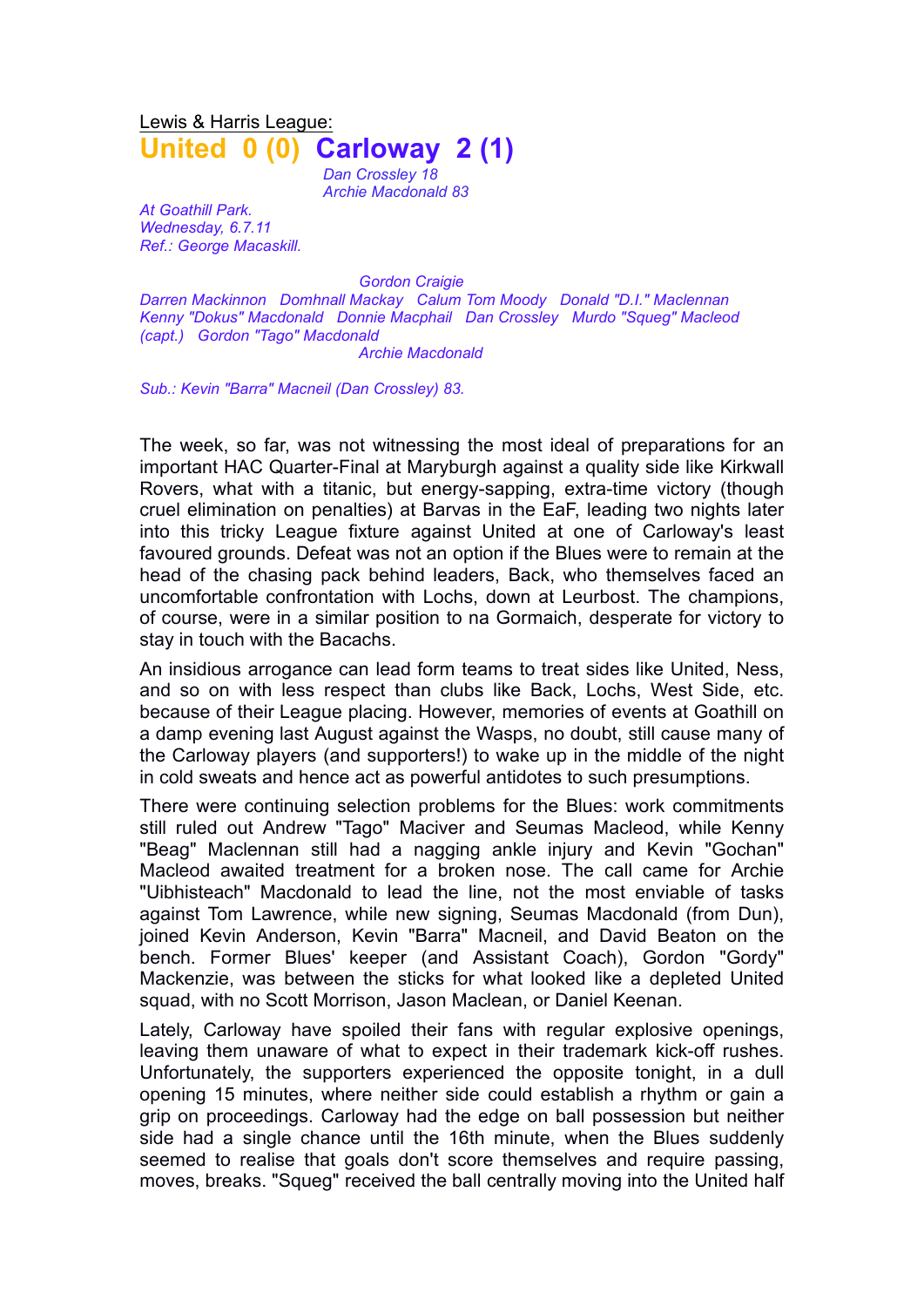Lewis & Harris League:

## United 0 (0) Carloway 2 (1)

*Dan Crossley 18*
*Archie Macdonald 83*

*At Goathill Park.*
*Wednesday, 6.7.11*
*Ref.: George Macaskill.*

*Gordon Craigie*
*Darren Mackinnon Domhnall Mackay Calum Tom Moody Donald "D.I." Maclennan*
*Kenny "Dokus" Macdonald Donnie Macphail Dan Crossley Murdo "Squeg" Macleod (capt.) Gordon "Tago" Macdonald*
*Archie Macdonald*

*Sub.: Kevin "Barra" Macneil (Dan Crossley) 83.*

The week, so far, was not witnessing the most ideal of preparations for an important HAC Quarter-Final at Maryburgh against a quality side like Kirkwall Rovers, what with a titanic, but energy-sapping, extra-time victory (though cruel elimination on penalties) at Barvas in the EaF, leading two nights later into this tricky League fixture against United at one of Carloway's least favoured grounds. Defeat was not an option if the Blues were to remain at the head of the chasing pack behind leaders, Back, who themselves faced an uncomfortable confrontation with Lochs, down at Leurbost. The champions, of course, were in a similar position to na Gormaich, desperate for victory to stay in touch with the Bacachs.

An insidious arrogance can lead form teams to treat sides like United, Ness, and so on with less respect than clubs like Back, Lochs, West Side, etc. because of their League placing. However, memories of events at Goathill on a damp evening last August against the Wasps, no doubt, still cause many of the Carloway players (and supporters!) to wake up in the middle of the night in cold sweats and hence act as powerful antidotes to such presumptions.

There were continuing selection problems for the Blues: work commitments still ruled out Andrew "Tago" Maciver and Seumas Macleod, while Kenny "Beag" Maclennan still had a nagging ankle injury and Kevin "Gochan" Macleod awaited treatment for a broken nose. The call came for Archie "Uibhisteach" Macdonald to lead the line, not the most enviable of tasks against Tom Lawrence, while new signing, Seumas Macdonald (from Dun), joined Kevin Anderson, Kevin "Barra" Macneil, and David Beaton on the bench. Former Blues' keeper (and Assistant Coach), Gordon "Gordy" Mackenzie, was between the sticks for what looked like a depleted United squad, with no Scott Morrison, Jason Maclean, or Daniel Keenan.

Lately, Carloway have spoiled their fans with regular explosive openings, leaving them unaware of what to expect in their trademark kick-off rushes. Unfortunately, the supporters experienced the opposite tonight, in a dull opening 15 minutes, where neither side could establish a rhythm or gain a grip on proceedings. Carloway had the edge on ball possession but neither side had a single chance until the 16th minute, when the Blues suddenly seemed to realise that goals don't score themselves and require passing, moves, breaks. "Squeg" received the ball centrally moving into the United half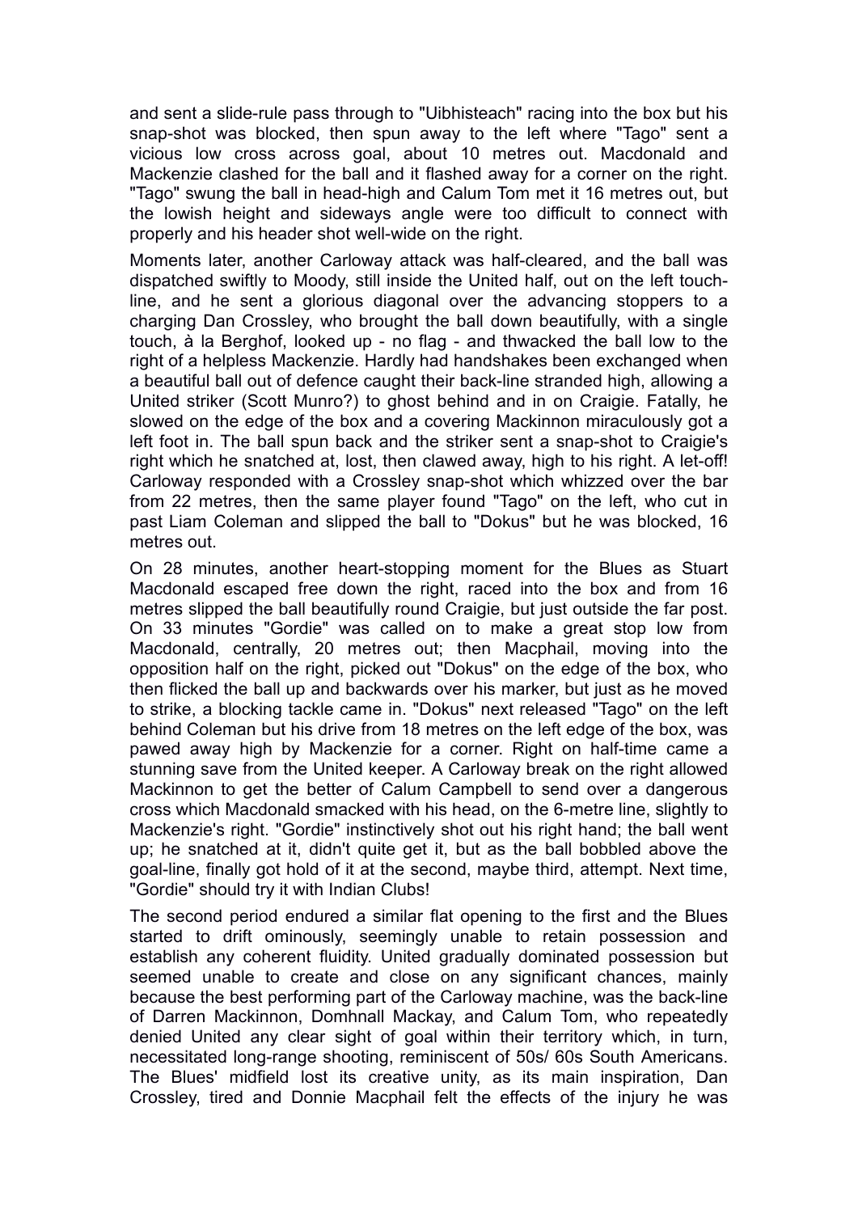and sent a slide-rule pass through to "Uibhisteach" racing into the box but his snap-shot was blocked, then spun away to the left where "Tago" sent a vicious low cross across goal, about 10 metres out. Macdonald and Mackenzie clashed for the ball and it flashed away for a corner on the right. "Tago" swung the ball in head-high and Calum Tom met it 16 metres out, but the lowish height and sideways angle were too difficult to connect with properly and his header shot well-wide on the right.

Moments later, another Carloway attack was half-cleared, and the ball was dispatched swiftly to Moody, still inside the United half, out on the left touch-line, and he sent a glorious diagonal over the advancing stoppers to a charging Dan Crossley, who brought the ball down beautifully, with a single touch, à la Berghof, looked up - no flag - and thwacked the ball low to the right of a helpless Mackenzie. Hardly had handshakes been exchanged when a beautiful ball out of defence caught their back-line stranded high, allowing a United striker (Scott Munro?) to ghost behind and in on Craigie. Fatally, he slowed on the edge of the box and a covering Mackinnon miraculously got a left foot in. The ball spun back and the striker sent a snap-shot to Craigie's right which he snatched at, lost, then clawed away, high to his right. A let-off! Carloway responded with a Crossley snap-shot which whizzed over the bar from 22 metres, then the same player found "Tago" on the left, who cut in past Liam Coleman and slipped the ball to "Dokus" but he was blocked, 16 metres out.

On 28 minutes, another heart-stopping moment for the Blues as Stuart Macdonald escaped free down the right, raced into the box and from 16 metres slipped the ball beautifully round Craigie, but just outside the far post. On 33 minutes "Gordie" was called on to make a great stop low from Macdonald, centrally, 20 metres out; then Macphail, moving into the opposition half on the right, picked out "Dokus" on the edge of the box, who then flicked the ball up and backwards over his marker, but just as he moved to strike, a blocking tackle came in. "Dokus" next released "Tago" on the left behind Coleman but his drive from 18 metres on the left edge of the box, was pawed away high by Mackenzie for a corner. Right on half-time came a stunning save from the United keeper. A Carloway break on the right allowed Mackinnon to get the better of Calum Campbell to send over a dangerous cross which Macdonald smacked with his head, on the 6-metre line, slightly to Mackenzie's right. "Gordie" instinctively shot out his right hand; the ball went up; he snatched at it, didn't quite get it, but as the ball bobbled above the goal-line, finally got hold of it at the second, maybe third, attempt. Next time, "Gordie" should try it with Indian Clubs!

The second period endured a similar flat opening to the first and the Blues started to drift ominously, seemingly unable to retain possession and establish any coherent fluidity. United gradually dominated possession but seemed unable to create and close on any significant chances, mainly because the best performing part of the Carloway machine, was the back-line of Darren Mackinnon, Domhnall Mackay, and Calum Tom, who repeatedly denied United any clear sight of goal within their territory which, in turn, necessitated long-range shooting, reminiscent of 50s/ 60s South Americans. The Blues' midfield lost its creative unity, as its main inspiration, Dan Crossley, tired and Donnie Macphail felt the effects of the injury he was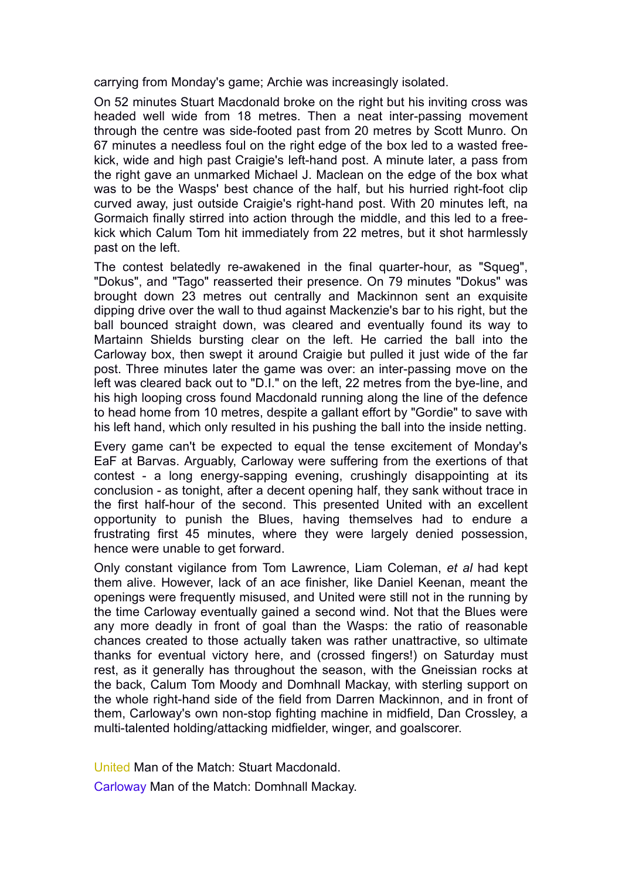carrying from Monday's game; Archie was increasingly isolated.

On 52 minutes Stuart Macdonald broke on the right but his inviting cross was headed well wide from 18 metres. Then a neat inter-passing movement through the centre was side-footed past from 20 metres by Scott Munro. On 67 minutes a needless foul on the right edge of the box led to a wasted free-kick, wide and high past Craigie's left-hand post. A minute later, a pass from the right gave an unmarked Michael J. Maclean on the edge of the box what was to be the Wasps' best chance of the half, but his hurried right-foot clip curved away, just outside Craigie's right-hand post. With 20 minutes left, na Gormaich finally stirred into action through the middle, and this led to a free-kick which Calum Tom hit immediately from 22 metres, but it shot harmlessly past on the left.

The contest belatedly re-awakened in the final quarter-hour, as "Squeg", "Dokus", and "Tago" reasserted their presence. On 79 minutes "Dokus" was brought down 23 metres out centrally and Mackinnon sent an exquisite dipping drive over the wall to thud against Mackenzie's bar to his right, but the ball bounced straight down, was cleared and eventually found its way to Martainn Shields bursting clear on the left. He carried the ball into the Carloway box, then swept it around Craigie but pulled it just wide of the far post. Three minutes later the game was over: an inter-passing move on the left was cleared back out to "D.I." on the left, 22 metres from the bye-line, and his high looping cross found Macdonald running along the line of the defence to head home from 10 metres, despite a gallant effort by "Gordie" to save with his left hand, which only resulted in his pushing the ball into the inside netting.

Every game can't be expected to equal the tense excitement of Monday's EaF at Barvas. Arguably, Carloway were suffering from the exertions of that contest - a long energy-sapping evening, crushingly disappointing at its conclusion - as tonight, after a decent opening half, they sank without trace in the first half-hour of the second. This presented United with an excellent opportunity to punish the Blues, having themselves had to endure a frustrating first 45 minutes, where they were largely denied possession, hence were unable to get forward.

Only constant vigilance from Tom Lawrence, Liam Coleman, *et al* had kept them alive. However, lack of an ace finisher, like Daniel Keenan, meant the openings were frequently misused, and United were still not in the running by the time Carloway eventually gained a second wind. Not that the Blues were any more deadly in front of goal than the Wasps: the ratio of reasonable chances created to those actually taken was rather unattractive, so ultimate thanks for eventual victory here, and (crossed fingers!) on Saturday must rest, as it generally has throughout the season, with the Gneissian rocks at the back, Calum Tom Moody and Domhnall Mackay, with sterling support on the whole right-hand side of the field from Darren Mackinnon, and in front of them, Carloway's own non-stop fighting machine in midfield, Dan Crossley, a multi-talented holding/attacking midfielder, winger, and goalscorer.

United Man of the Match: Stuart Macdonald.

Carloway Man of the Match: Domhnall Mackay.